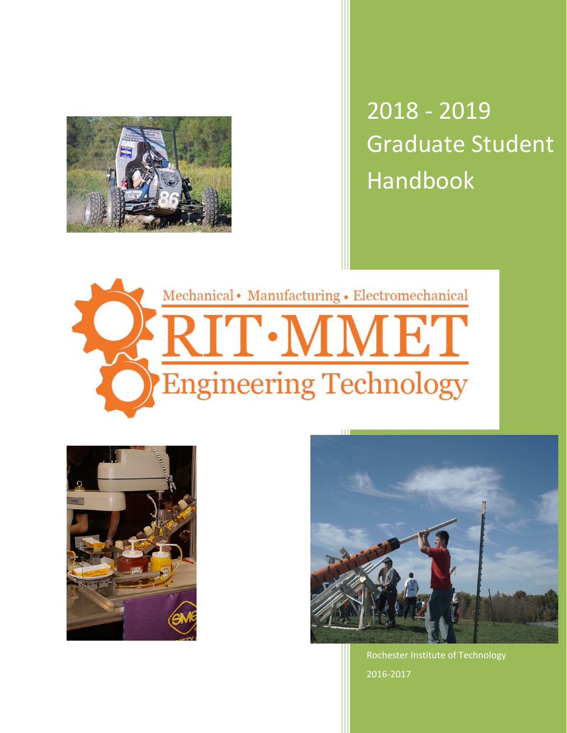# 2018 - 2019 Graduate Student Handbook

Mechanical • Manufacturing • Electromechanical

RIT·MMET

Engineering Technology

Rochester Institute of Technology

2016-2017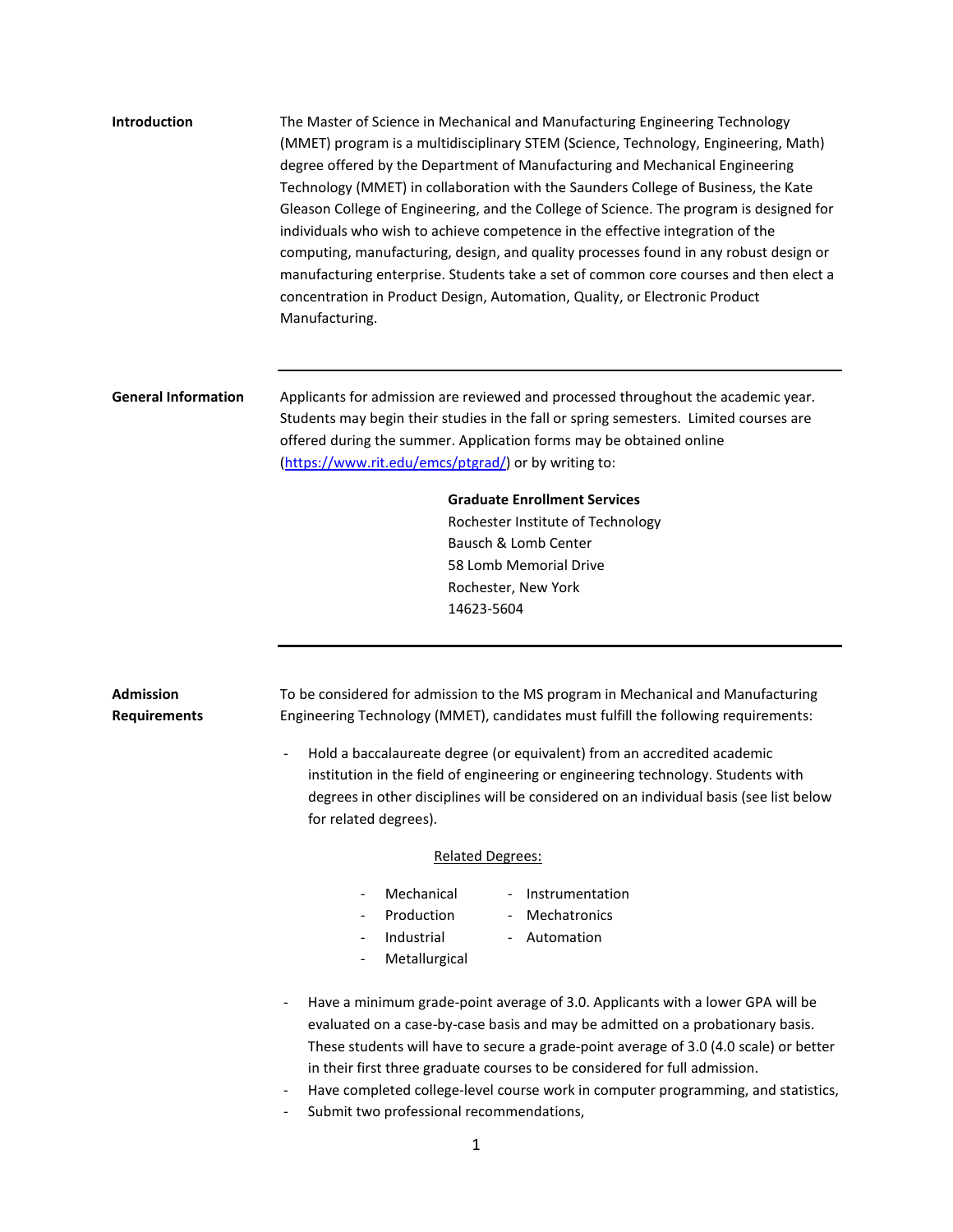## Introduction

The Master of Science in Mechanical and Manufacturing Engineering Technology (MMET) program is a multidisciplinary STEM (Science, Technology, Engineering, Math) degree offered by the Department of Manufacturing and Mechanical Engineering Technology (MMET) in collaboration with the Saunders College of Business, the Kate Gleason College of Engineering, and the College of Science. The program is designed for individuals who wish to achieve competence in the effective integration of the computing, manufacturing, design, and quality processes found in any robust design or manufacturing enterprise. Students take a set of common core courses and then elect a concentration in Product Design, Automation, Quality, or Electronic Product Manufacturing.

---

## General Information

Applicants for admission are reviewed and processed throughout the academic year. Students may begin their studies in the fall or spring semesters. Limited courses are offered during the summer. Application forms may be obtained online ([https://www.rit.edu/emcs/ptgrad/](https://www.rit.edu/emcs/ptgrad/)) or by writing to:

**Graduate Enrollment Services**
Rochester Institute of Technology
Bausch & Lomb Center
58 Lomb Memorial Drive
Rochester, New York
14623-5604

---

## Admission Requirements

To be considered for admission to the MS program in Mechanical and Manufacturing Engineering Technology (MMET), candidates must fulfill the following requirements:

- Hold a baccalaureate degree (or equivalent) from an accredited academic institution in the field of engineering or engineering technology. Students with degrees in other disciplines will be considered on an individual basis (see list below for related degrees).

  Related Degrees:

  - Mechanical
  - Production
  - Industrial
  - Metallurgical
  - Instrumentation
  - Mechatronics
  - Automation

- Have a minimum grade-point average of 3.0. Applicants with a lower GPA will be evaluated on a case-by-case basis and may be admitted on a probationary basis. These students will have to secure a grade-point average of 3.0 (4.0 scale) or better in their first three graduate courses to be considered for full admission.
- Have completed college-level course work in computer programming, and statistics,
- Submit two professional recommendations,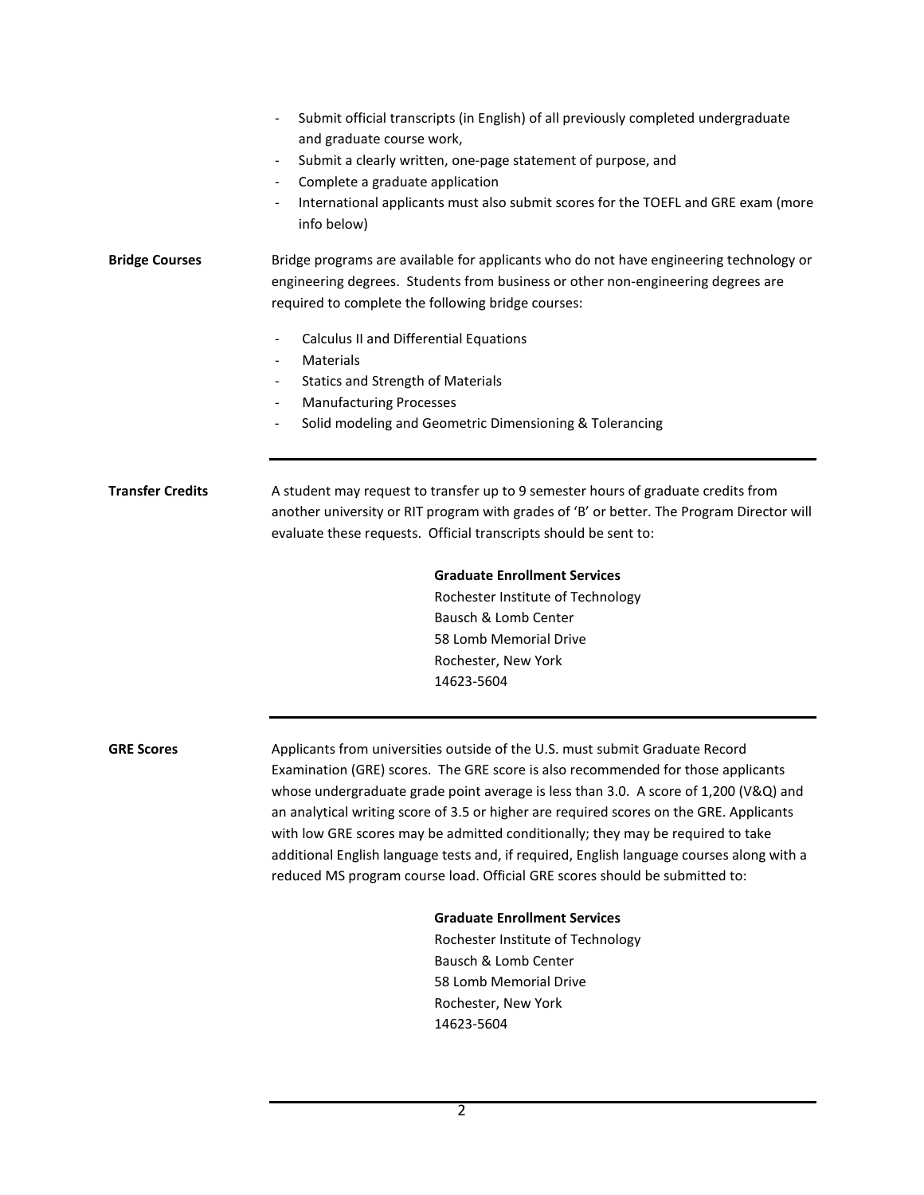- Submit official transcripts (in English) of all previously completed undergraduate and graduate course work,
- Submit a clearly written, one-page statement of purpose, and
- Complete a graduate application
- International applicants must also submit scores for the TOEFL and GRE exam (more info below)

**Bridge Courses**

Bridge programs are available for applicants who do not have engineering technology or engineering degrees. Students from business or other non-engineering degrees are required to complete the following bridge courses:

- Calculus II and Differential Equations
- Materials
- Statics and Strength of Materials
- Manufacturing Processes
- Solid modeling and Geometric Dimensioning & Tolerancing

---

**Transfer Credits**

A student may request to transfer up to 9 semester hours of graduate credits from another university or RIT program with grades of 'B' or better. The Program Director will evaluate these requests. Official transcripts should be sent to:

**Graduate Enrollment Services**
Rochester Institute of Technology
Bausch & Lomb Center
58 Lomb Memorial Drive
Rochester, New York
14623-5604

---

**GRE Scores**

Applicants from universities outside of the U.S. must submit Graduate Record Examination (GRE) scores. The GRE score is also recommended for those applicants whose undergraduate grade point average is less than 3.0. A score of 1,200 (V&Q) and an analytical writing score of 3.5 or higher are required scores on the GRE. Applicants with low GRE scores may be admitted conditionally; they may be required to take additional English language tests and, if required, English language courses along with a reduced MS program course load. Official GRE scores should be submitted to:

**Graduate Enrollment Services**
Rochester Institute of Technology
Bausch & Lomb Center
58 Lomb Memorial Drive
Rochester, New York
14623-5604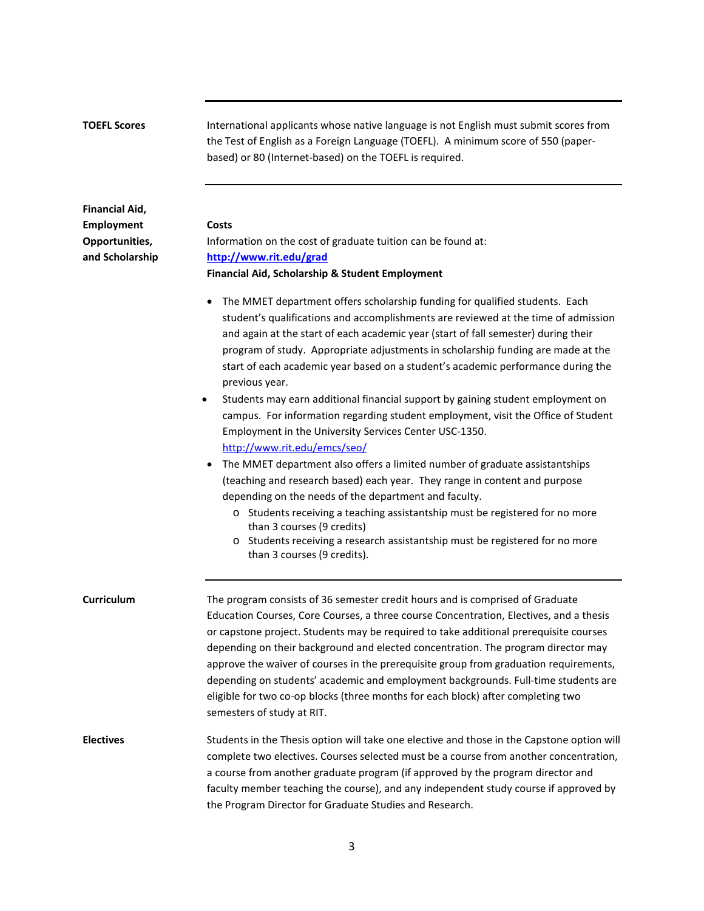## TOEFL Scores

International applicants whose native language is not English must submit scores from the Test of English as a Foreign Language (TOEFL). A minimum score of 550 (paper-based) or 80 (Internet-based) on the TOEFL is required.

---

## Financial Aid, Employment Opportunities, and Scholarship

**Costs**

Information on the cost of graduate tuition can be found at:
**http://www.rit.edu/grad**

**Financial Aid, Scholarship & Student Employment**

- The MMET department offers scholarship funding for qualified students. Each student's qualifications and accomplishments are reviewed at the time of admission and again at the start of each academic year (start of fall semester) during their program of study. Appropriate adjustments in scholarship funding are made at the start of each academic year based on a student's academic performance during the previous year.
- Students may earn additional financial support by gaining student employment on campus. For information regarding student employment, visit the Office of Student Employment in the University Services Center USC-1350. http://www.rit.edu/emcs/seo/
- The MMET department also offers a limited number of graduate assistantships (teaching and research based) each year. They range in content and purpose depending on the needs of the department and faculty.
  - Students receiving a teaching assistantship must be registered for no more than 3 courses (9 credits)
  - Students receiving a research assistantship must be registered for no more than 3 courses (9 credits).

---

## Curriculum

The program consists of 36 semester credit hours and is comprised of Graduate Education Courses, Core Courses, a three course Concentration, Electives, and a thesis or capstone project. Students may be required to take additional prerequisite courses depending on their background and elected concentration. The program director may approve the waiver of courses in the prerequisite group from graduation requirements, depending on students' academic and employment backgrounds. Full-time students are eligible for two co-op blocks (three months for each block) after completing two semesters of study at RIT.

## Electives

Students in the Thesis option will take one elective and those in the Capstone option will complete two electives. Courses selected must be a course from another concentration, a course from another graduate program (if approved by the program director and faculty member teaching the course), and any independent study course if approved by the Program Director for Graduate Studies and Research.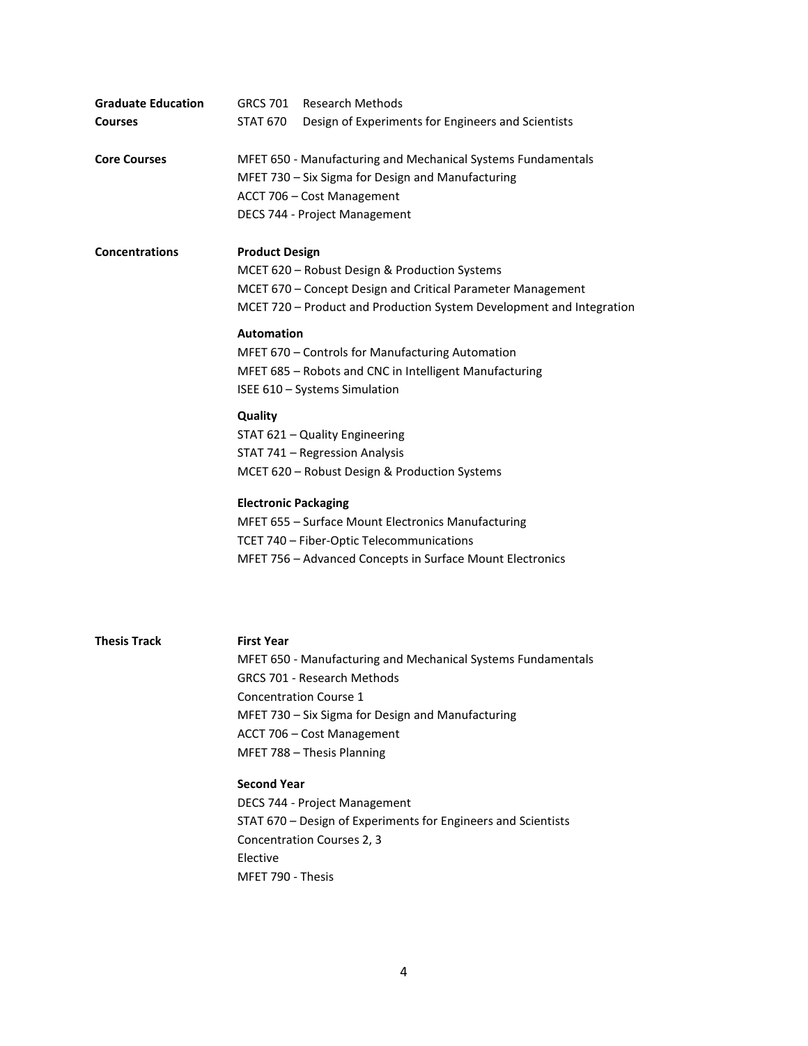**Graduate Education Courses**

GRCS 701 Research Methods
STAT 670 Design of Experiments for Engineers and Scientists

**Core Courses**

MFET 650 - Manufacturing and Mechanical Systems Fundamentals
MFET 730 – Six Sigma for Design and Manufacturing
ACCT 706 – Cost Management
DECS 744 - Project Management

**Concentrations**

**Product Design**
MCET 620 – Robust Design & Production Systems
MCET 670 – Concept Design and Critical Parameter Management
MCET 720 – Product and Production System Development and Integration

**Automation**
MFET 670 – Controls for Manufacturing Automation
MFET 685 – Robots and CNC in Intelligent Manufacturing
ISEE 610 – Systems Simulation

**Quality**
STAT 621 – Quality Engineering
STAT 741 – Regression Analysis
MCET 620 – Robust Design & Production Systems

**Electronic Packaging**
MFET 655 – Surface Mount Electronics Manufacturing
TCET 740 – Fiber-Optic Telecommunications
MFET 756 – Advanced Concepts in Surface Mount Electronics

**Thesis Track**

**First Year**
MFET 650 - Manufacturing and Mechanical Systems Fundamentals
GRCS 701 - Research Methods
Concentration Course 1
MFET 730 – Six Sigma for Design and Manufacturing
ACCT 706 – Cost Management
MFET 788 – Thesis Planning

**Second Year**
DECS 744 - Project Management
STAT 670 – Design of Experiments for Engineers and Scientists
Concentration Courses 2, 3
Elective
MFET 790 - Thesis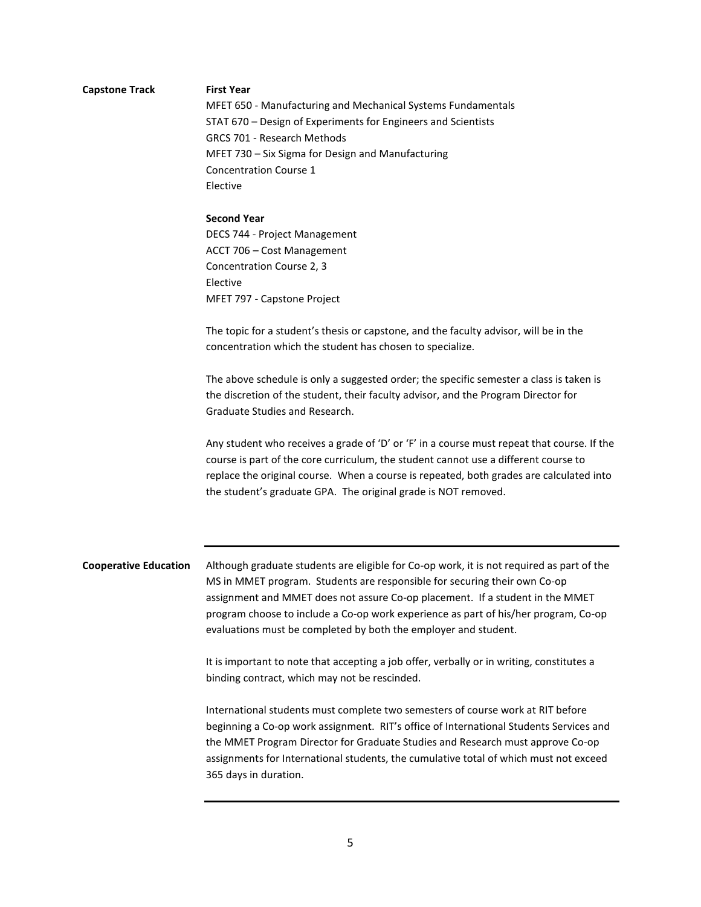## Capstone Track

**First Year**

MFET 650 - Manufacturing and Mechanical Systems Fundamentals
STAT 670 – Design of Experiments for Engineers and Scientists
GRCS 701 - Research Methods
MFET 730 – Six Sigma for Design and Manufacturing
Concentration Course 1
Elective

**Second Year**

DECS 744 - Project Management
ACCT 706 – Cost Management
Concentration Course 2, 3
Elective
MFET 797 - Capstone Project

The topic for a student's thesis or capstone, and the faculty advisor, will be in the concentration which the student has chosen to specialize.

The above schedule is only a suggested order; the specific semester a class is taken is the discretion of the student, their faculty advisor, and the Program Director for Graduate Studies and Research.

Any student who receives a grade of 'D' or 'F' in a course must repeat that course. If the course is part of the core curriculum, the student cannot use a different course to replace the original course. When a course is repeated, both grades are calculated into the student's graduate GPA. The original grade is NOT removed.

---

## Cooperative Education

Although graduate students are eligible for Co-op work, it is not required as part of the MS in MMET program. Students are responsible for securing their own Co-op assignment and MMET does not assure Co-op placement. If a student in the MMET program choose to include a Co-op work experience as part of his/her program, Co-op evaluations must be completed by both the employer and student.

It is important to note that accepting a job offer, verbally or in writing, constitutes a binding contract, which may not be rescinded.

International students must complete two semesters of course work at RIT before beginning a Co-op work assignment. RIT's office of International Students Services and the MMET Program Director for Graduate Studies and Research must approve Co-op assignments for International students, the cumulative total of which must not exceed 365 days in duration.

---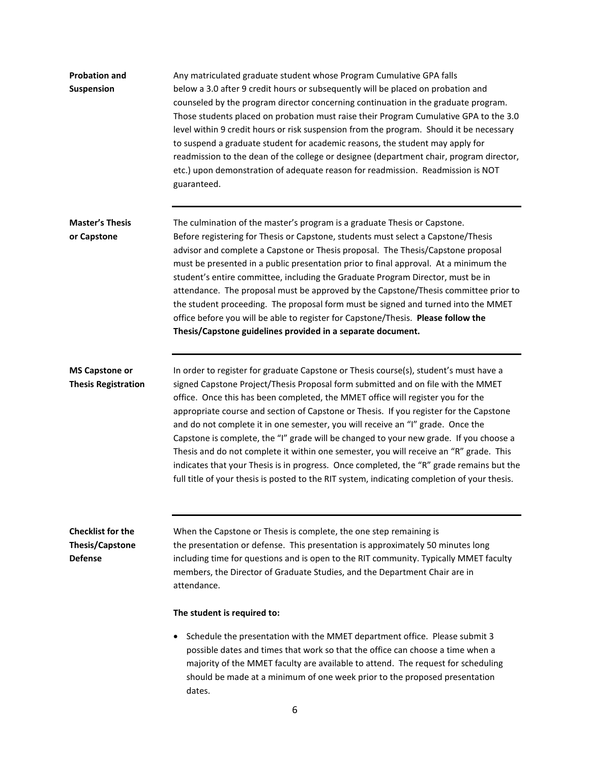## Probation and Suspension

Any matriculated graduate student whose Program Cumulative GPA falls below a 3.0 after 9 credit hours or subsequently will be placed on probation and counseled by the program director concerning continuation in the graduate program. Those students placed on probation must raise their Program Cumulative GPA to the 3.0 level within 9 credit hours or risk suspension from the program. Should it be necessary to suspend a graduate student for academic reasons, the student may apply for readmission to the dean of the college or designee (department chair, program director, etc.) upon demonstration of adequate reason for readmission. Readmission is NOT guaranteed.

---

## Master's Thesis or Capstone

The culmination of the master's program is a graduate Thesis or Capstone. Before registering for Thesis or Capstone, students must select a Capstone/Thesis advisor and complete a Capstone or Thesis proposal. The Thesis/Capstone proposal must be presented in a public presentation prior to final approval. At a minimum the student's entire committee, including the Graduate Program Director, must be in attendance. The proposal must be approved by the Capstone/Thesis committee prior to the student proceeding. The proposal form must be signed and turned into the MMET office before you will be able to register for Capstone/Thesis. **Please follow the Thesis/Capstone guidelines provided in a separate document.**

---

## MS Capstone or Thesis Registration

In order to register for graduate Capstone or Thesis course(s), student's must have a signed Capstone Project/Thesis Proposal form submitted and on file with the MMET office. Once this has been completed, the MMET office will register you for the appropriate course and section of Capstone or Thesis. If you register for the Capstone and do not complete it in one semester, you will receive an "I" grade. Once the Capstone is complete, the "I" grade will be changed to your new grade. If you choose a Thesis and do not complete it within one semester, you will receive an "R" grade. This indicates that your Thesis is in progress. Once completed, the "R" grade remains but the full title of your thesis is posted to the RIT system, indicating completion of your thesis.

---

## Checklist for the Thesis/Capstone Defense

When the Capstone or Thesis is complete, the one step remaining is the presentation or defense. This presentation is approximately 50 minutes long including time for questions and is open to the RIT community. Typically MMET faculty members, the Director of Graduate Studies, and the Department Chair are in attendance.

**The student is required to:**

- Schedule the presentation with the MMET department office. Please submit 3 possible dates and times that work so that the office can choose a time when a majority of the MMET faculty are available to attend. The request for scheduling should be made at a minimum of one week prior to the proposed presentation dates.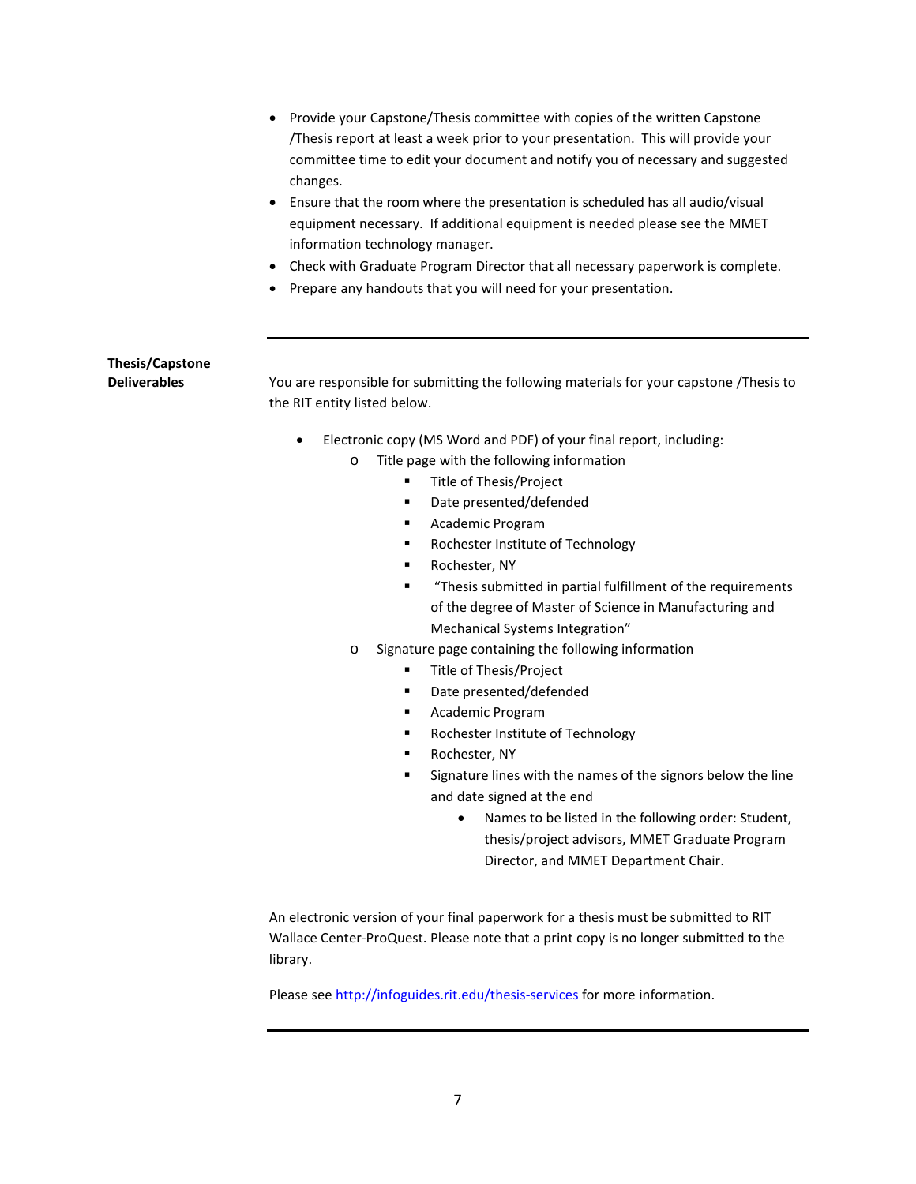- Provide your Capstone/Thesis committee with copies of the written Capstone /Thesis report at least a week prior to your presentation. This will provide your committee time to edit your document and notify you of necessary and suggested changes.
- Ensure that the room where the presentation is scheduled has all audio/visual equipment necessary. If additional equipment is needed please see the MMET information technology manager.
- Check with Graduate Program Director that all necessary paperwork is complete.
- Prepare any handouts that you will need for your presentation.

---

**Thesis/Capstone Deliverables**

You are responsible for submitting the following materials for your capstone /Thesis to the RIT entity listed below.

- Electronic copy (MS Word and PDF) of your final report, including:
  - Title page with the following information
    - Title of Thesis/Project
    - Date presented/defended
    - Academic Program
    - Rochester Institute of Technology
    - Rochester, NY
    - "Thesis submitted in partial fulfillment of the requirements of the degree of Master of Science in Manufacturing and Mechanical Systems Integration"
  - Signature page containing the following information
    - Title of Thesis/Project
    - Date presented/defended
    - Academic Program
    - Rochester Institute of Technology
    - Rochester, NY
    - Signature lines with the names of the signors below the line and date signed at the end
      - Names to be listed in the following order: Student, thesis/project advisors, MMET Graduate Program Director, and MMET Department Chair.

An electronic version of your final paperwork for a thesis must be submitted to RIT Wallace Center-ProQuest. Please note that a print copy is no longer submitted to the library.

Please see [http://infoguides.rit.edu/thesis-services](http://infoguides.rit.edu/thesis-services) for more information.

---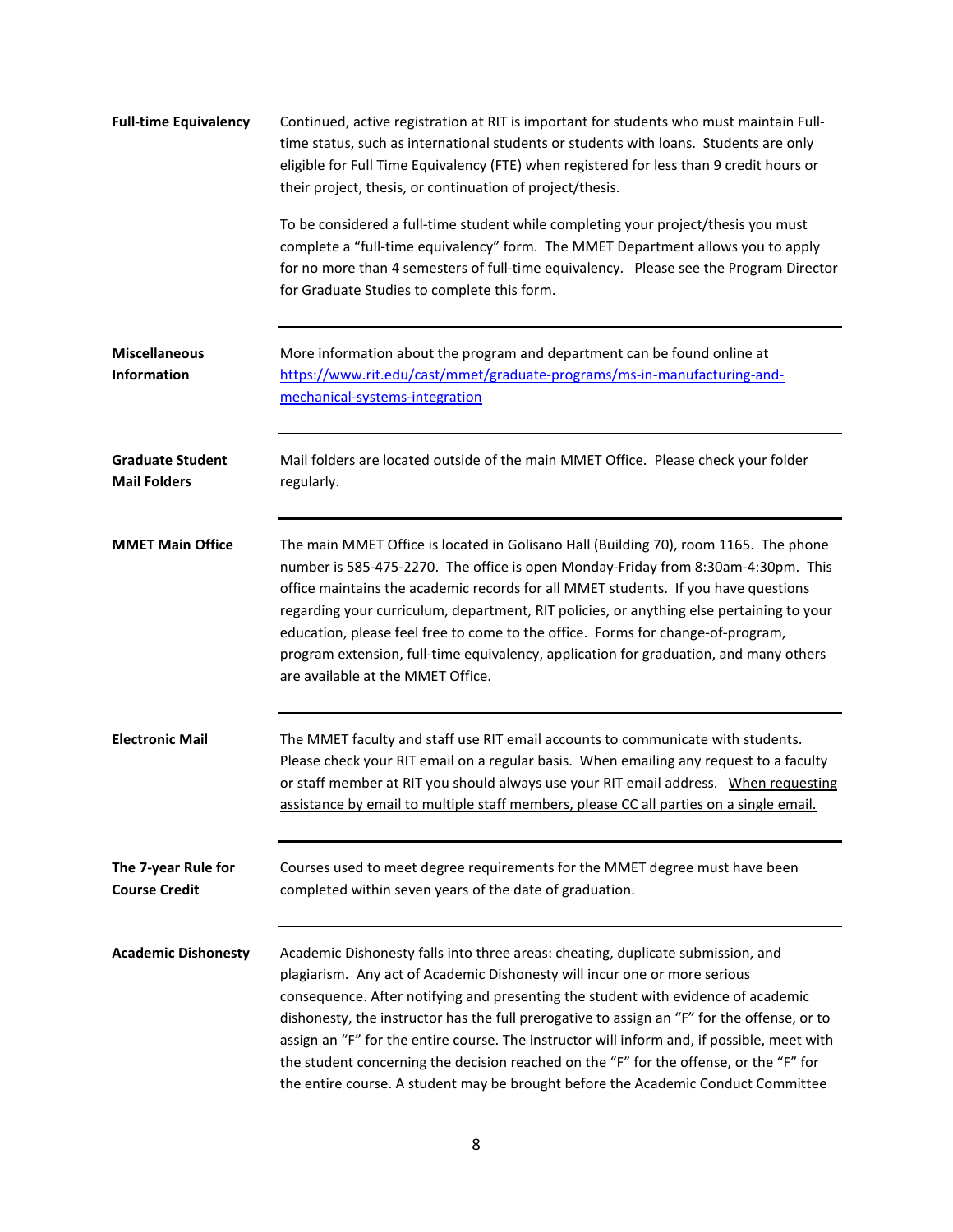**Full-time Equivalency**

Continued, active registration at RIT is important for students who must maintain Full-time status, such as international students or students with loans. Students are only eligible for Full Time Equivalency (FTE) when registered for less than 9 credit hours or their project, thesis, or continuation of project/thesis.

To be considered a full-time student while completing your project/thesis you must complete a "full-time equivalency" form. The MMET Department allows you to apply for no more than 4 semesters of full-time equivalency. Please see the Program Director for Graduate Studies to complete this form.

---

**Miscellaneous Information**

More information about the program and department can be found online at [https://www.rit.edu/cast/mmet/graduate-programs/ms-in-manufacturing-and-mechanical-systems-integration](https://www.rit.edu/cast/mmet/graduate-programs/ms-in-manufacturing-and-mechanical-systems-integration)

---

**Graduate Student Mail Folders**

Mail folders are located outside of the main MMET Office. Please check your folder regularly.

---

**MMET Main Office**

The main MMET Office is located in Golisano Hall (Building 70), room 1165. The phone number is 585-475-2270. The office is open Monday-Friday from 8:30am-4:30pm. This office maintains the academic records for all MMET students. If you have questions regarding your curriculum, department, RIT policies, or anything else pertaining to your education, please feel free to come to the office. Forms for change-of-program, program extension, full-time equivalency, application for graduation, and many others are available at the MMET Office.

---

**Electronic Mail**

The MMET faculty and staff use RIT email accounts to communicate with students. Please check your RIT email on a regular basis. When emailing any request to a faculty or staff member at RIT you should always use your RIT email address. <u>When requesting assistance by email to multiple staff members, please CC all parties on a single email.</u>

---

**The 7-year Rule for Course Credit**

Courses used to meet degree requirements for the MMET degree must have been completed within seven years of the date of graduation.

---

**Academic Dishonesty**

Academic Dishonesty falls into three areas: cheating, duplicate submission, and plagiarism. Any act of Academic Dishonesty will incur one or more serious consequence. After notifying and presenting the student with evidence of academic dishonesty, the instructor has the full prerogative to assign an "F" for the offense, or to assign an "F" for the entire course. The instructor will inform and, if possible, meet with the student concerning the decision reached on the "F" for the offense, or the "F" for the entire course. A student may be brought before the Academic Conduct Committee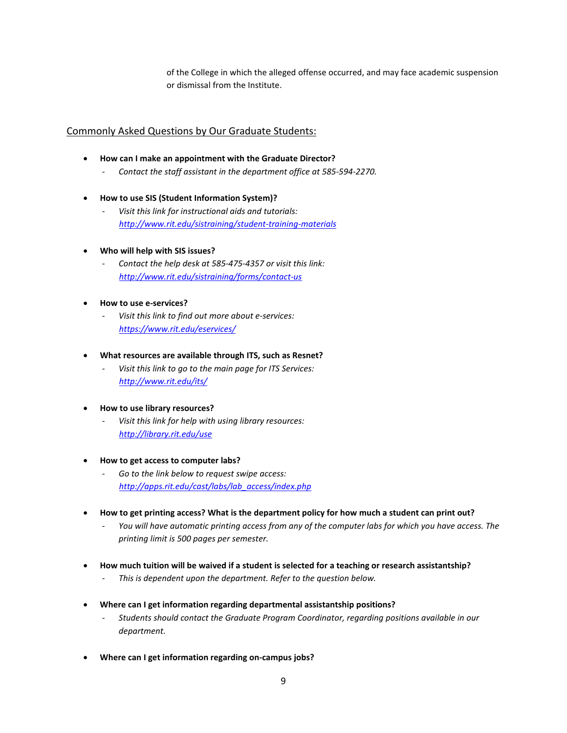of the College in which the alleged offense occurred, and may face academic suspension or dismissal from the Institute.

## Commonly Asked Questions by Our Graduate Students:

- **How can I make an appointment with the Graduate Director?**
  - *Contact the staff assistant in the department office at 585-594-2270.*

- **How to use SIS (Student Information System)?**
  - *Visit this link for instructional aids and tutorials: [http://www.rit.edu/sistraining/student-training-materials](http://www.rit.edu/sistraining/student-training-materials)*

- **Who will help with SIS issues?**
  - *Contact the help desk at 585-475-4357 or visit this link: [http://www.rit.edu/sistraining/forms/contact-us](http://www.rit.edu/sistraining/forms/contact-us)*

- **How to use e-services?**
  - *Visit this link to find out more about e-services: [https://www.rit.edu/eservices/](https://www.rit.edu/eservices/)*

- **What resources are available through ITS, such as Resnet?**
  - *Visit this link to go to the main page for ITS Services: [http://www.rit.edu/its/](http://www.rit.edu/its/)*

- **How to use library resources?**
  - *Visit this link for help with using library resources: [http://library.rit.edu/use](http://library.rit.edu/use)*

- **How to get access to computer labs?**
  - *Go to the link below to request swipe access: [http://apps.rit.edu/cast/labs/lab_access/index.php](http://apps.rit.edu/cast/labs/lab_access/index.php)*

- **How to get printing access? What is the department policy for how much a student can print out?**
  - *You will have automatic printing access from any of the computer labs for which you have access. The printing limit is 500 pages per semester.*

- **How much tuition will be waived if a student is selected for a teaching or research assistantship?**
  - *This is dependent upon the department. Refer to the question below.*

- **Where can I get information regarding departmental assistantship positions?**
  - *Students should contact the Graduate Program Coordinator, regarding positions available in our department.*

- **Where can I get information regarding on-campus jobs?**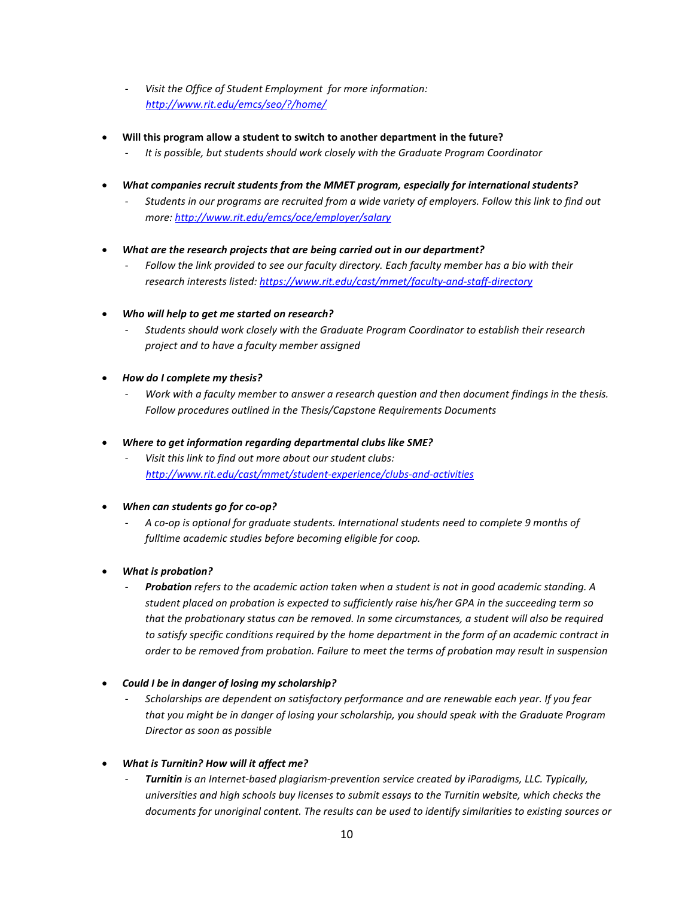- *Visit the Office of Student Employment for more information: [http://www.rit.edu/emcs/seo/?/home/](http://www.rit.edu/emcs/seo/?/home/)*

- **Will this program allow a student to switch to another department in the future?**
  - *It is possible, but students should work closely with the Graduate Program Coordinator*

- ***What companies recruit students from the MMET program, especially for international students?***
  - *Students in our programs are recruited from a wide variety of employers. Follow this link to find out more: [http://www.rit.edu/emcs/oce/employer/salary](http://www.rit.edu/emcs/oce/employer/salary)*

- ***What are the research projects that are being carried out in our department?***
  - *Follow the link provided to see our faculty directory. Each faculty member has a bio with their research interests listed: [https://www.rit.edu/cast/mmet/faculty-and-staff-directory](https://www.rit.edu/cast/mmet/faculty-and-staff-directory)*

- ***Who will help to get me started on research?***
  - *Students should work closely with the Graduate Program Coordinator to establish their research project and to have a faculty member assigned*

- ***How do I complete my thesis?***
  - *Work with a faculty member to answer a research question and then document findings in the thesis. Follow procedures outlined in the Thesis/Capstone Requirements Documents*

- ***Where to get information regarding departmental clubs like SME?***
  - *Visit this link to find out more about our student clubs: [http://www.rit.edu/cast/mmet/student-experience/clubs-and-activities](http://www.rit.edu/cast/mmet/student-experience/clubs-and-activities)*

- ***When can students go for co-op?***
  - *A co-op is optional for graduate students. International students need to complete 9 months of fulltime academic studies before becoming eligible for coop.*

- ***What is probation?***
  - ***Probation** refers to the academic action taken when a student is not in good academic standing. A student placed on probation is expected to sufficiently raise his/her GPA in the succeeding term so that the probationary status can be removed. In some circumstances, a student will also be required to satisfy specific conditions required by the home department in the form of an academic contract in order to be removed from probation. Failure to meet the terms of probation may result in suspension*

- ***Could I be in danger of losing my scholarship?***
  - *Scholarships are dependent on satisfactory performance and are renewable each year. If you fear that you might be in danger of losing your scholarship, you should speak with the Graduate Program Director as soon as possible*

- ***What is Turnitin? How will it affect me?***
  - ***Turnitin** is an Internet-based plagiarism-prevention service created by iParadigms, LLC. Typically, universities and high schools buy licenses to submit essays to the Turnitin website, which checks the documents for unoriginal content. The results can be used to identify similarities to existing sources or*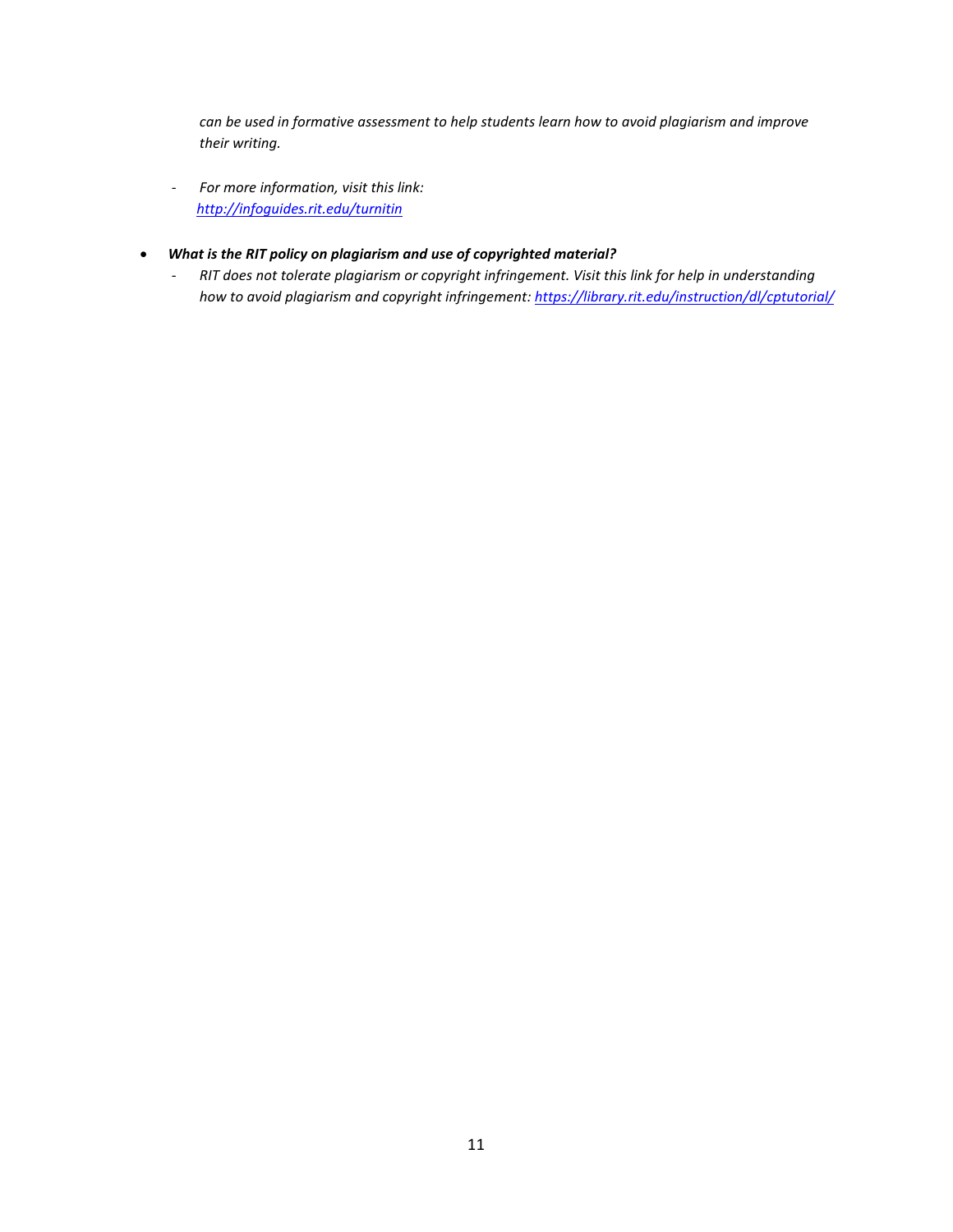*can be used in formative assessment to help students learn how to avoid plagiarism and improve their writing.*

- *For more information, visit this link:* *[http://infoguides.rit.edu/turnitin](http://infoguides.rit.edu/turnitin)*

- ***What is the RIT policy on plagiarism and use of copyrighted material?***
  - *RIT does not tolerate plagiarism or copyright infringement. Visit this link for help in understanding how to avoid plagiarism and copyright infringement: [https://library.rit.edu/instruction/dl/cptutorial/](https://library.rit.edu/instruction/dl/cptutorial/)*